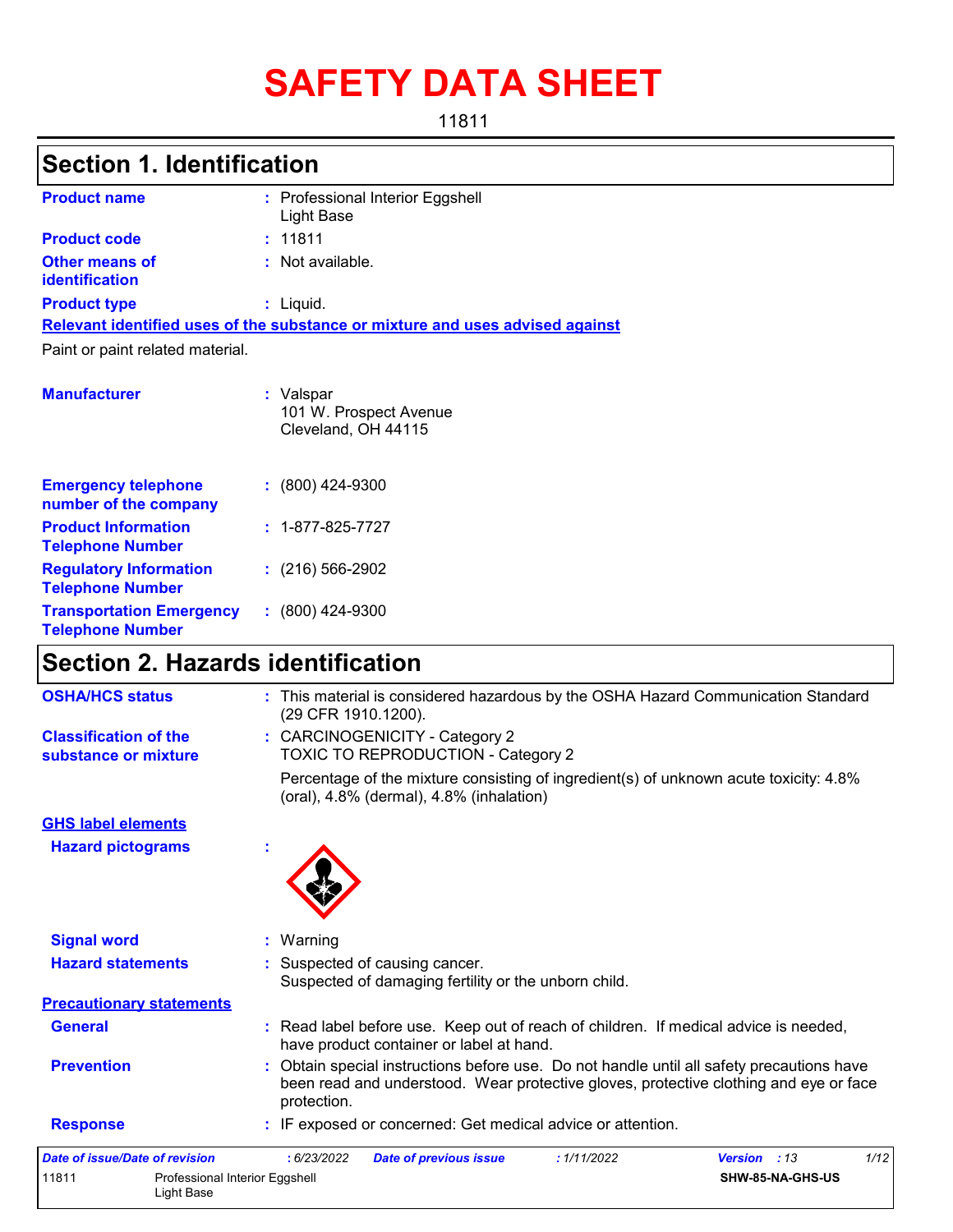# SAFETY DATA SHEET

11811

## Section 1. Identification

| | | |
|---|---|---|
| **Product name** | : | Professional Interior Eggshell<br>Light Base |
| **Product code** | : | 11811 |
| **Other means of identification** | : | Not available. |
| **Product type** | : | Liquid. |

**Relevant identified uses of the substance or mixture and uses advised against**

Paint or paint related material.

| | | |
|---|---|---|
| **Manufacturer** | : | Valspar<br>101 W. Prospect Avenue<br>Cleveland, OH 44115 |
| **Emergency telephone number of the company** | : | (800) 424-9300 |
| **Product Information Telephone Number** | : | 1-877-825-7727 |
| **Regulatory Information Telephone Number** | : | (216) 566-2902 |
| **Transportation Emergency Telephone Number** | : | (800) 424-9300 |

## Section 2. Hazards identification

| | | |
|---|---|---|
| **OSHA/HCS status** | : | This material is considered hazardous by the OSHA Hazard Communication Standard (29 CFR 1910.1200). |
| **Classification of the substance or mixture** | : | CARCINOGENICITY - Category 2<br>TOXIC TO REPRODUCTION - Category 2<br><br>Percentage of the mixture consisting of ingredient(s) of unknown acute toxicity: 4.8% (oral), 4.8% (dermal), 4.8% (inhalation) |

**GHS label elements**

| | | |
|---|---|---|
| **Hazard pictograms** | : | |
| **Signal word** | : | Warning |
| **Hazard statements** | : | Suspected of causing cancer.<br>Suspected of damaging fertility or the unborn child. |

**Precautionary statements**

| | | |
|---|---|---|
| **General** | : | Read label before use. Keep out of reach of children. If medical advice is needed, have product container or label at hand. |
| **Prevention** | : | Obtain special instructions before use. Do not handle until all safety precautions have been read and understood. Wear protective gloves, protective clothing and eye or face protection. |
| **Response** | : | IF exposed or concerned: Get medical advice or attention. |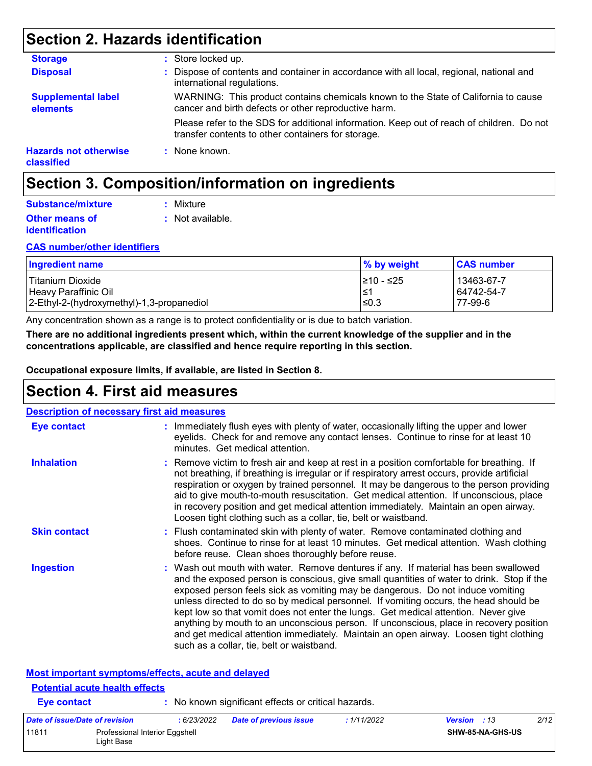## Section 2. Hazards identification

**Storage** : Store locked up.

**Disposal** : Dispose of contents and container in accordance with all local, regional, national and international regulations.

**Supplemental label elements**

WARNING: This product contains chemicals known to the State of California to cause cancer and birth defects or other reproductive harm.

Please refer to the SDS for additional information. Keep out of reach of children. Do not transfer contents to other containers for storage.

**Hazards not otherwise classified** : None known.

## Section 3. Composition/information on ingredients

**Substance/mixture** : Mixture

**Other means of identification** : Not available.

**CAS number/other identifiers**

| Ingredient name | % by weight | CAS number |
|---|---|---|
| Titanium Dioxide | ≥10 - ≤25 | 13463-67-7 |
| Heavy Paraffinic Oil | ≤1 | 64742-54-7 |
| 2-Ethyl-2-(hydroxymethyl)-1,3-propanediol | ≤0.3 | 77-99-6 |

Any concentration shown as a range is to protect confidentiality or is due to batch variation.

**There are no additional ingredients present which, within the current knowledge of the supplier and in the concentrations applicable, are classified and hence require reporting in this section.**

**Occupational exposure limits, if available, are listed in Section 8.**

## Section 4. First aid measures

**Description of necessary first aid measures**

**Eye contact** : Immediately flush eyes with plenty of water, occasionally lifting the upper and lower eyelids. Check for and remove any contact lenses. Continue to rinse for at least 10 minutes. Get medical attention.

**Inhalation** : Remove victim to fresh air and keep at rest in a position comfortable for breathing. If not breathing, if breathing is irregular or if respiratory arrest occurs, provide artificial respiration or oxygen by trained personnel. It may be dangerous to the person providing aid to give mouth-to-mouth resuscitation. Get medical attention. If unconscious, place in recovery position and get medical attention immediately. Maintain an open airway. Loosen tight clothing such as a collar, tie, belt or waistband.

**Skin contact** : Flush contaminated skin with plenty of water. Remove contaminated clothing and shoes. Continue to rinse for at least 10 minutes. Get medical attention. Wash clothing before reuse. Clean shoes thoroughly before reuse.

**Ingestion** : Wash out mouth with water. Remove dentures if any. If material has been swallowed and the exposed person is conscious, give small quantities of water to drink. Stop if the exposed person feels sick as vomiting may be dangerous. Do not induce vomiting unless directed to do so by medical personnel. If vomiting occurs, the head should be kept low so that vomit does not enter the lungs. Get medical attention. Never give anything by mouth to an unconscious person. If unconscious, place in recovery position and get medical attention immediately. Maintain an open airway. Loosen tight clothing such as a collar, tie, belt or waistband.

**Most important symptoms/effects, acute and delayed**

**Potential acute health effects**

**Eye contact** : No known significant effects or critical hazards.

| Date of issue/Date of revision | : 6/23/2022 | Date of previous issue | : 1/11/2022 | Version : 13 |
|---|---|---|---|---|
| 11811 | Professional Interior Eggshell Light Base | | | SHW-85-NA-GHS-US |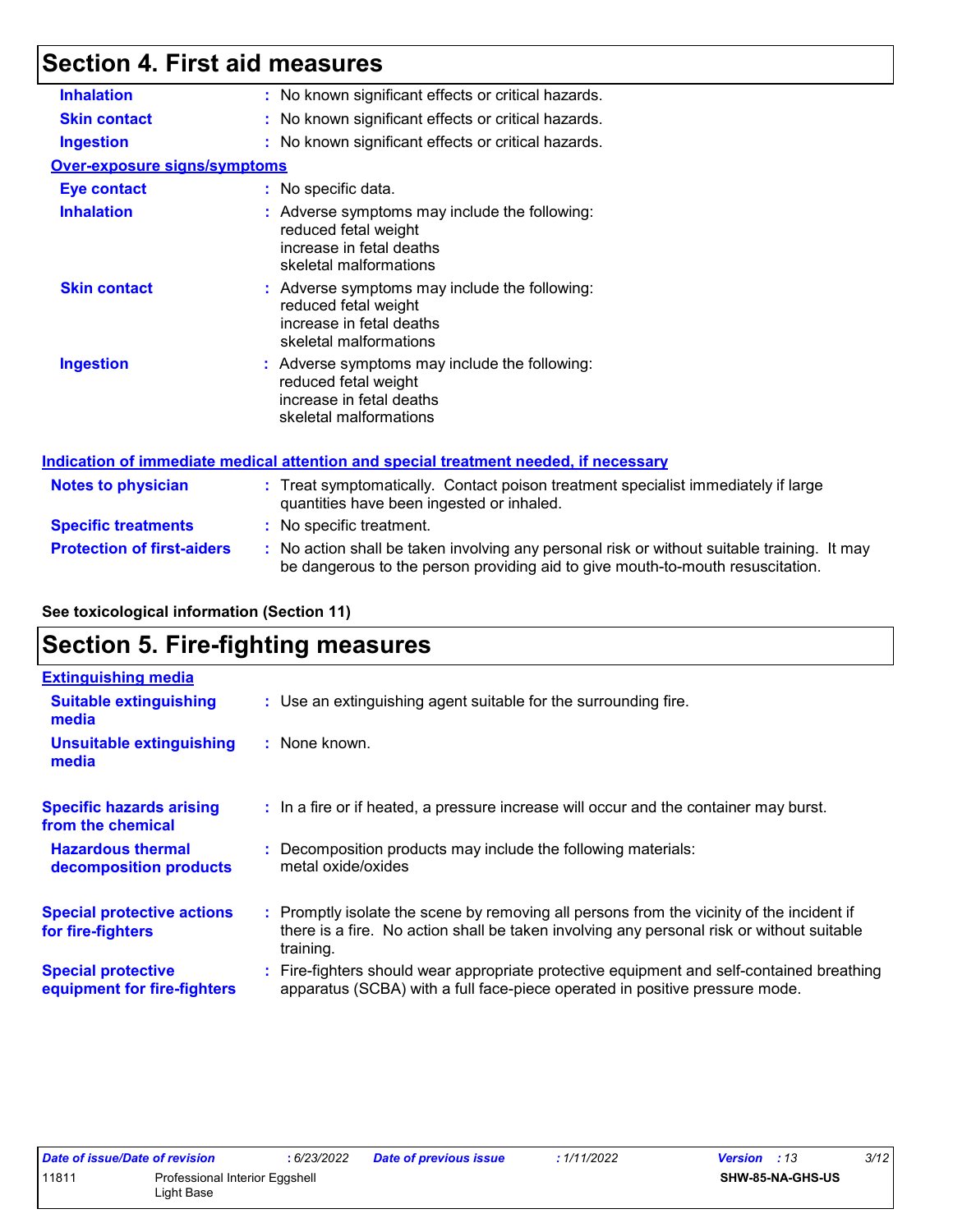## Section 4. First aid measures

| | |
|---|---|
| **Inhalation** | : No known significant effects or critical hazards. |
| **Skin contact** | : No known significant effects or critical hazards. |
| **Ingestion** | : No known significant effects or critical hazards. |

**Over-exposure signs/symptoms**

| | |
|---|---|
| **Eye contact** | : No specific data. |
| **Inhalation** | : Adverse symptoms may include the following:<br>reduced fetal weight<br>increase in fetal deaths<br>skeletal malformations |
| **Skin contact** | : Adverse symptoms may include the following:<br>reduced fetal weight<br>increase in fetal deaths<br>skeletal malformations |
| **Ingestion** | : Adverse symptoms may include the following:<br>reduced fetal weight<br>increase in fetal deaths<br>skeletal malformations |

**Indication of immediate medical attention and special treatment needed, if necessary**

| | |
|---|---|
| **Notes to physician** | : Treat symptomatically. Contact poison treatment specialist immediately if large quantities have been ingested or inhaled. |
| **Specific treatments** | : No specific treatment. |
| **Protection of first-aiders** | : No action shall be taken involving any personal risk or without suitable training. It may be dangerous to the person providing aid to give mouth-to-mouth resuscitation. |

**See toxicological information (Section 11)**

## Section 5. Fire-fighting measures

**Extinguishing media**

| | |
|---|---|
| **Suitable extinguishing media** | : Use an extinguishing agent suitable for the surrounding fire. |
| **Unsuitable extinguishing media** | : None known. |
| **Specific hazards arising from the chemical** | : In a fire or if heated, a pressure increase will occur and the container may burst. |
| **Hazardous thermal decomposition products** | : Decomposition products may include the following materials:<br>metal oxide/oxides |
| **Special protective actions for fire-fighters** | : Promptly isolate the scene by removing all persons from the vicinity of the incident if there is a fire. No action shall be taken involving any personal risk or without suitable training. |
| **Special protective equipment for fire-fighters** | : Fire-fighters should wear appropriate protective equipment and self-contained breathing apparatus (SCBA) with a full face-piece operated in positive pressure mode. |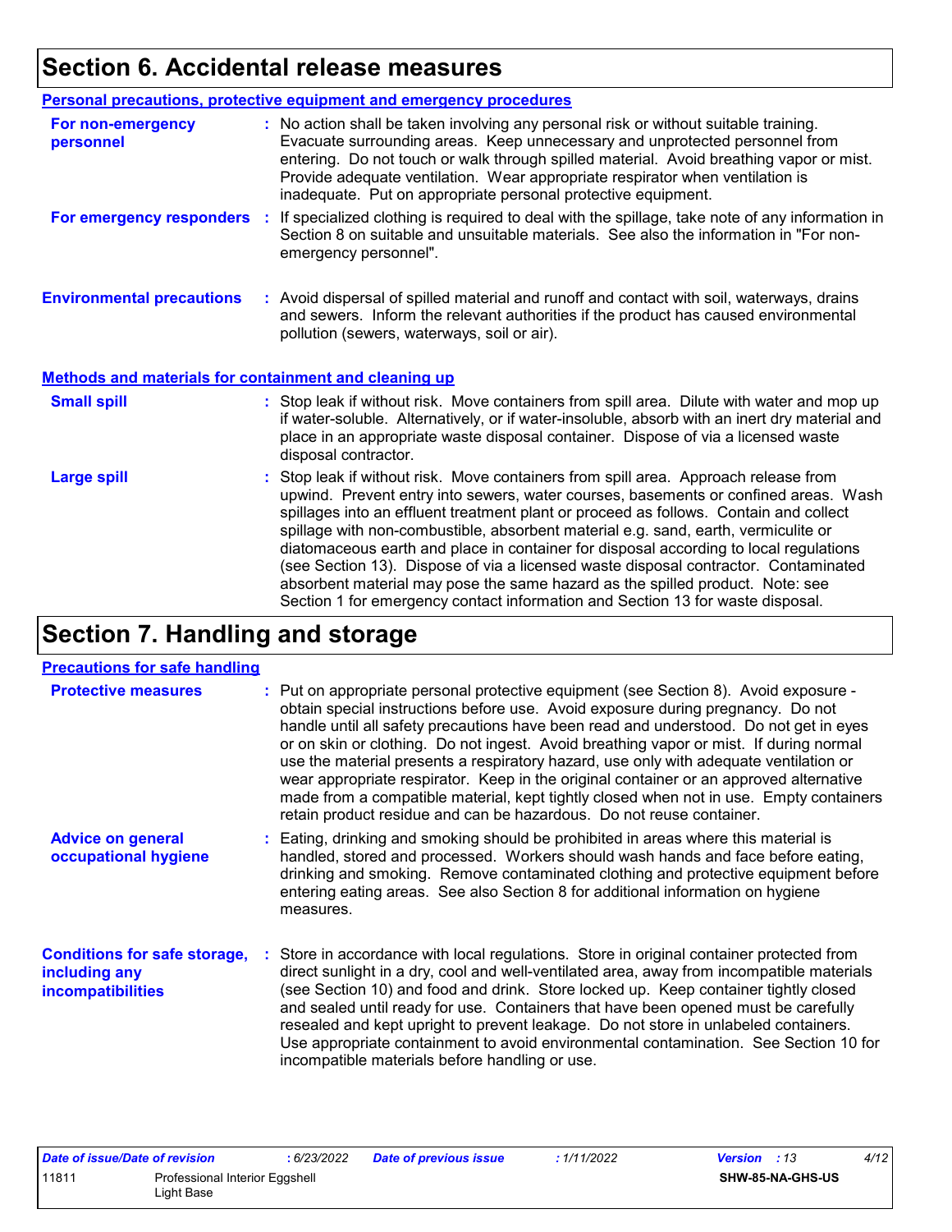# Section 6. Accidental release measures

## Personal precautions, protective equipment and emergency procedures

**For non-emergency personnel** : No action shall be taken involving any personal risk or without suitable training. Evacuate surrounding areas. Keep unnecessary and unprotected personnel from entering. Do not touch or walk through spilled material. Avoid breathing vapor or mist. Provide adequate ventilation. Wear appropriate respirator when ventilation is inadequate. Put on appropriate personal protective equipment.

**For emergency responders** : If specialized clothing is required to deal with the spillage, take note of any information in Section 8 on suitable and unsuitable materials. See also the information in "For non-emergency personnel".

**Environmental precautions** : Avoid dispersal of spilled material and runoff and contact with soil, waterways, drains and sewers. Inform the relevant authorities if the product has caused environmental pollution (sewers, waterways, soil or air).

## Methods and materials for containment and cleaning up

**Small spill** : Stop leak if without risk. Move containers from spill area. Dilute with water and mop up if water-soluble. Alternatively, or if water-insoluble, absorb with an inert dry material and place in an appropriate waste disposal container. Dispose of via a licensed waste disposal contractor.

**Large spill** : Stop leak if without risk. Move containers from spill area. Approach release from upwind. Prevent entry into sewers, water courses, basements or confined areas. Wash spillages into an effluent treatment plant or proceed as follows. Contain and collect spillage with non-combustible, absorbent material e.g. sand, earth, vermiculite or diatomaceous earth and place in container for disposal according to local regulations (see Section 13). Dispose of via a licensed waste disposal contractor. Contaminated absorbent material may pose the same hazard as the spilled product. Note: see Section 1 for emergency contact information and Section 13 for waste disposal.

# Section 7. Handling and storage

## Precautions for safe handling

**Protective measures** : Put on appropriate personal protective equipment (see Section 8). Avoid exposure - obtain special instructions before use. Avoid exposure during pregnancy. Do not handle until all safety precautions have been read and understood. Do not get in eyes or on skin or clothing. Do not ingest. Avoid breathing vapor or mist. If during normal use the material presents a respiratory hazard, use only with adequate ventilation or wear appropriate respirator. Keep in the original container or an approved alternative made from a compatible material, kept tightly closed when not in use. Empty containers retain product residue and can be hazardous. Do not reuse container.

**Advice on general occupational hygiene** : Eating, drinking and smoking should be prohibited in areas where this material is handled, stored and processed. Workers should wash hands and face before eating, drinking and smoking. Remove contaminated clothing and protective equipment before entering eating areas. See also Section 8 for additional information on hygiene measures.

**Conditions for safe storage, including any incompatibilities** : Store in accordance with local regulations. Store in original container protected from direct sunlight in a dry, cool and well-ventilated area, away from incompatible materials (see Section 10) and food and drink. Store locked up. Keep container tightly closed and sealed until ready for use. Containers that have been opened must be carefully resealed and kept upright to prevent leakage. Do not store in unlabeled containers. Use appropriate containment to avoid environmental contamination. See Section 10 for incompatible materials before handling or use.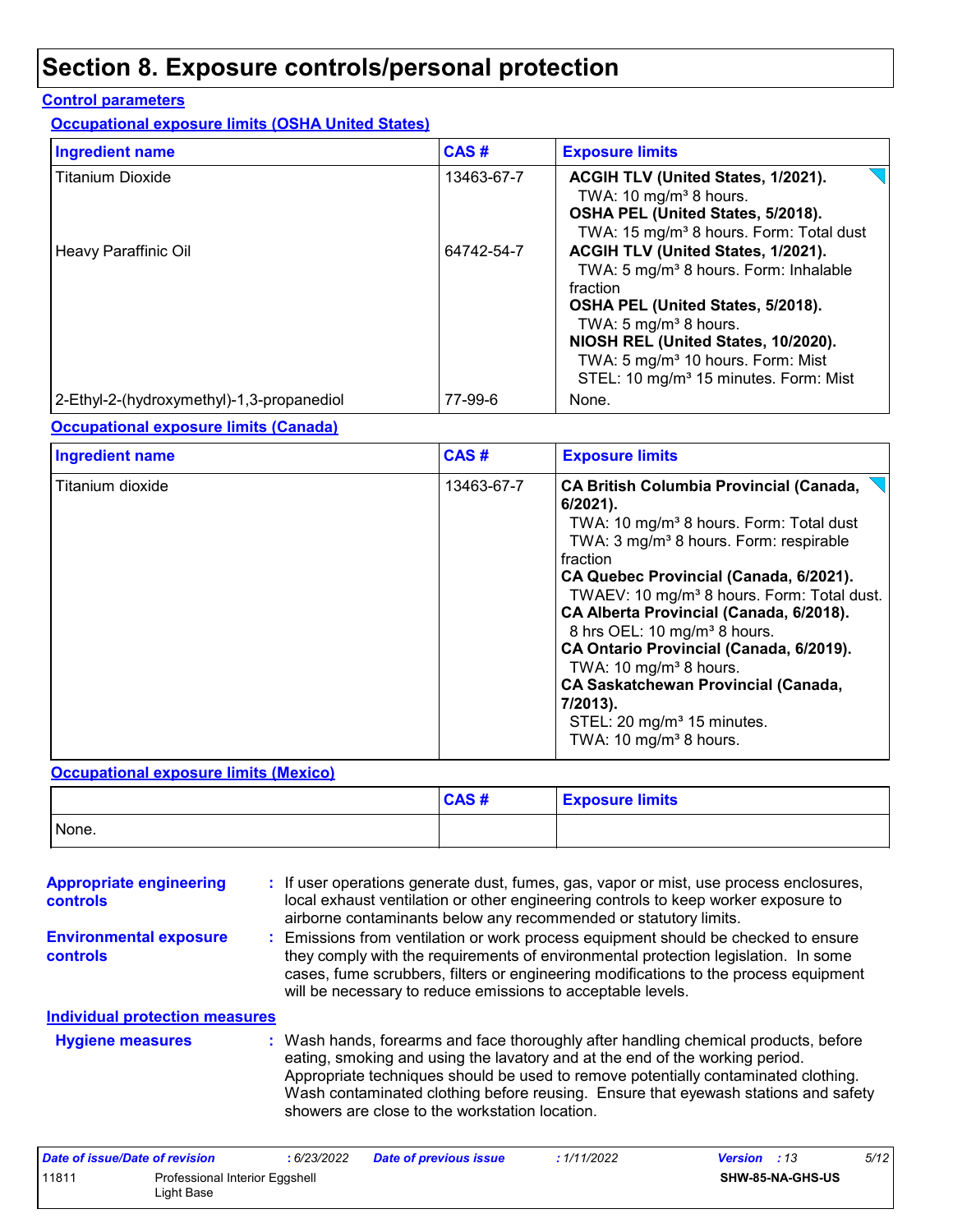# Section 8. Exposure controls/personal protection

## Control parameters

### Occupational exposure limits (OSHA United States)

| Ingredient name | CAS # | Exposure limits |
|---|---|---|
| Titanium Dioxide | 13463-67-7 | **ACGIH TLV (United States, 1/2021).**<br>TWA: 10 mg/m³ 8 hours.<br>**OSHA PEL (United States, 5/2018).**<br>TWA: 15 mg/m³ 8 hours. Form: Total dust |
| Heavy Paraffinic Oil | 64742-54-7 | **ACGIH TLV (United States, 1/2021).**<br>TWA: 5 mg/m³ 8 hours. Form: Inhalable fraction<br>**OSHA PEL (United States, 5/2018).**<br>TWA: 5 mg/m³ 8 hours.<br>**NIOSH REL (United States, 10/2020).**<br>TWA: 5 mg/m³ 10 hours. Form: Mist<br>STEL: 10 mg/m³ 15 minutes. Form: Mist |
| 2-Ethyl-2-(hydroxymethyl)-1,3-propanediol | 77-99-6 | None. |

### Occupational exposure limits (Canada)

| Ingredient name | CAS # | Exposure limits |
|---|---|---|
| Titanium dioxide | 13463-67-7 | **CA British Columbia Provincial (Canada, 6/2021).**<br>TWA: 10 mg/m³ 8 hours. Form: Total dust<br>TWA: 3 mg/m³ 8 hours. Form: respirable fraction<br>**CA Quebec Provincial (Canada, 6/2021).**<br>TWAEV: 10 mg/m³ 8 hours. Form: Total dust.<br>**CA Alberta Provincial (Canada, 6/2018).**<br>8 hrs OEL: 10 mg/m³ 8 hours.<br>**CA Ontario Provincial (Canada, 6/2019).**<br>TWA: 10 mg/m³ 8 hours.<br>**CA Saskatchewan Provincial (Canada, 7/2013).**<br>STEL: 20 mg/m³ 15 minutes.<br>TWA: 10 mg/m³ 8 hours. |

### Occupational exposure limits (Mexico)

| | CAS # | Exposure limits |
|---|---|---|
| None. | | |

**Appropriate engineering controls** : If user operations generate dust, fumes, gas, vapor or mist, use process enclosures, local exhaust ventilation or other engineering controls to keep worker exposure to airborne contaminants below any recommended or statutory limits.

**Environmental exposure controls** : Emissions from ventilation or work process equipment should be checked to ensure they comply with the requirements of environmental protection legislation. In some cases, fume scrubbers, filters or engineering modifications to the process equipment will be necessary to reduce emissions to acceptable levels.

## Individual protection measures

**Hygiene measures** : Wash hands, forearms and face thoroughly after handling chemical products, before eating, smoking and using the lavatory and at the end of the working period. Appropriate techniques should be used to remove potentially contaminated clothing. Wash contaminated clothing before reusing. Ensure that eyewash stations and safety showers are close to the workstation location.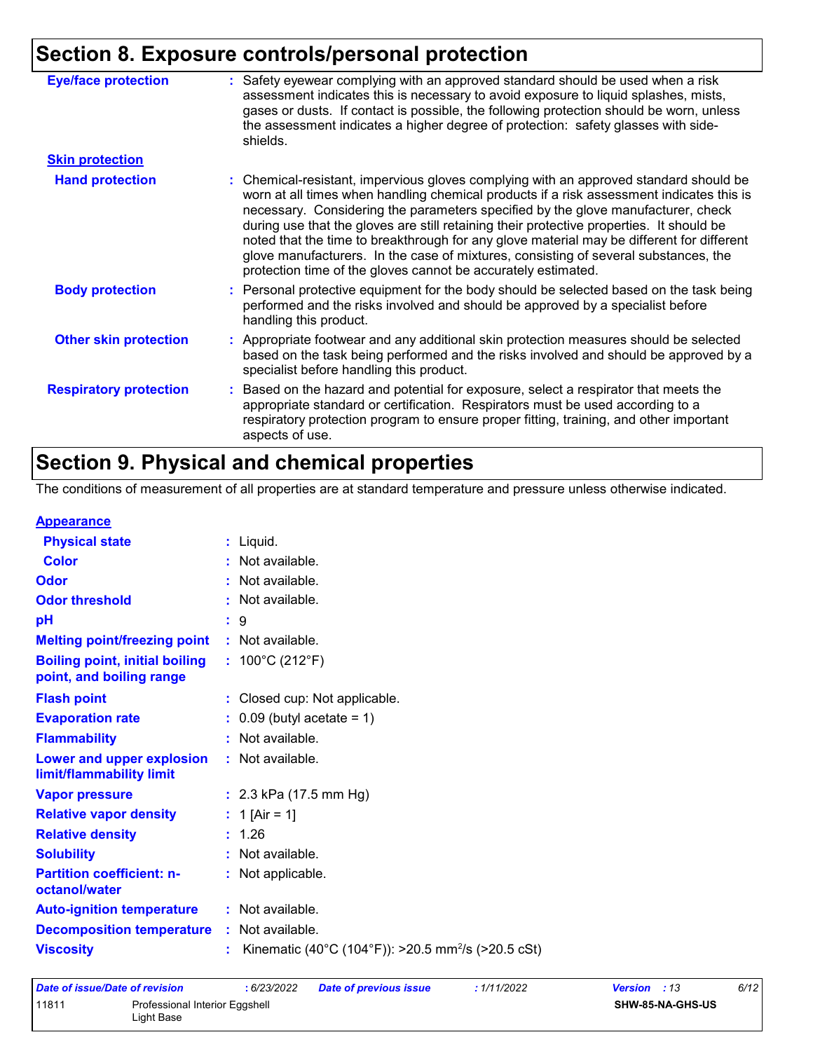## Section 8. Exposure controls/personal protection

**Eye/face protection** : Safety eyewear complying with an approved standard should be used when a risk assessment indicates this is necessary to avoid exposure to liquid splashes, mists, gases or dusts. If contact is possible, the following protection should be worn, unless the assessment indicates a higher degree of protection: safety glasses with side-shields.

**Skin protection**

**Hand protection** : Chemical-resistant, impervious gloves complying with an approved standard should be worn at all times when handling chemical products if a risk assessment indicates this is necessary. Considering the parameters specified by the glove manufacturer, check during use that the gloves are still retaining their protective properties. It should be noted that the time to breakthrough for any glove material may be different for different glove manufacturers. In the case of mixtures, consisting of several substances, the protection time of the gloves cannot be accurately estimated.

**Body protection** : Personal protective equipment for the body should be selected based on the task being performed and the risks involved and should be approved by a specialist before handling this product.

**Other skin protection** : Appropriate footwear and any additional skin protection measures should be selected based on the task being performed and the risks involved and should be approved by a specialist before handling this product.

**Respiratory protection** : Based on the hazard and potential for exposure, select a respirator that meets the appropriate standard or certification. Respirators must be used according to a respiratory protection program to ensure proper fitting, training, and other important aspects of use.

## Section 9. Physical and chemical properties

The conditions of measurement of all properties are at standard temperature and pressure unless otherwise indicated.

**Appearance**

| Property | Value |
|---|---|
| Physical state | Liquid. |
| Color | Not available. |
| Odor | Not available. |
| Odor threshold | Not available. |
| pH | 9 |
| Melting point/freezing point | Not available. |
| Boiling point, initial boiling point, and boiling range | 100°C (212°F) |
| Flash point | Closed cup: Not applicable. |
| Evaporation rate | 0.09 (butyl acetate = 1) |
| Flammability | Not available. |
| Lower and upper explosion limit/flammability limit | Not available. |
| Vapor pressure | 2.3 kPa (17.5 mm Hg) |
| Relative vapor density | 1 [Air = 1] |
| Relative density | 1.26 |
| Solubility | Not available. |
| Partition coefficient: n-octanol/water | Not applicable. |
| Auto-ignition temperature | Not available. |
| Decomposition temperature | Not available. |
| Viscosity | Kinematic (40°C (104°F)): >20.5 $mm^2/s$ (>20.5 cSt) |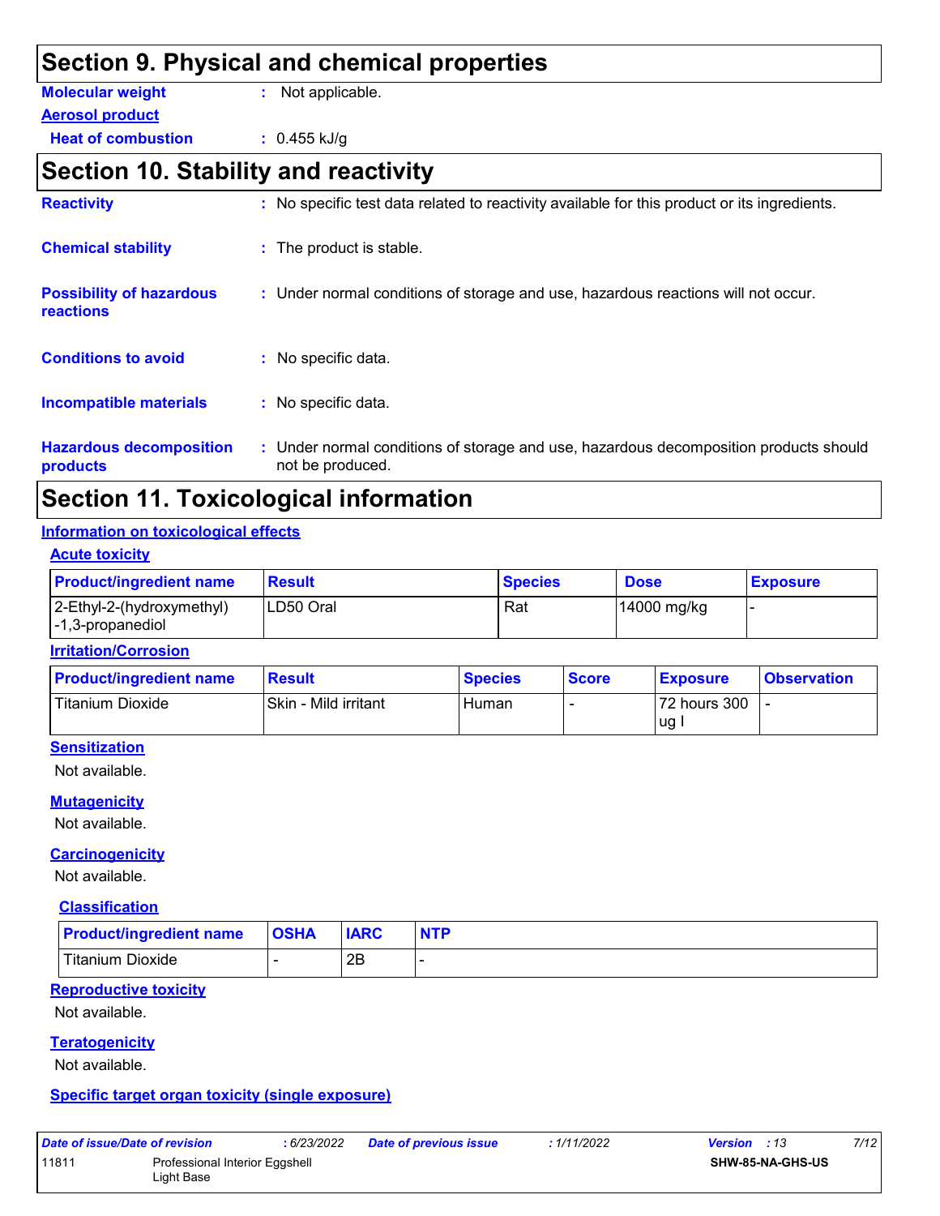## Section 9. Physical and chemical properties

**Molecular weight** : Not applicable.

**Aerosol product**

**Heat of combustion** : 0.455 kJ/g

## Section 10. Stability and reactivity

**Reactivity** : No specific test data related to reactivity available for this product or its ingredients.

**Chemical stability** : The product is stable.

**Possibility of hazardous reactions** : Under normal conditions of storage and use, hazardous reactions will not occur.

**Conditions to avoid** : No specific data.

**Incompatible materials** : No specific data.

**Hazardous decomposition products** : Under normal conditions of storage and use, hazardous decomposition products should not be produced.

## Section 11. Toxicological information

### Information on toxicological effects

#### Acute toxicity

| Product/ingredient name | Result | Species | Dose | Exposure |
|---|---|---|---|---|
| 2-Ethyl-2-(hydroxymethyl) -1,3-propanediol | LD50 Oral | Rat | 14000 mg/kg | - |

#### Irritation/Corrosion

| Product/ingredient name | Result | Species | Score | Exposure | Observation |
|---|---|---|---|---|---|
| Titanium Dioxide | Skin - Mild irritant | Human | - | 72 hours 300 ug I | - |

#### Sensitization

Not available.

#### Mutagenicity

Not available.

#### Carcinogenicity

Not available.

##### Classification

| Product/ingredient name | OSHA | IARC | NTP |
|---|---|---|---|
| Titanium Dioxide | - | 2B | - |

#### Reproductive toxicity

Not available.

#### Teratogenicity

Not available.

#### Specific target organ toxicity (single exposure)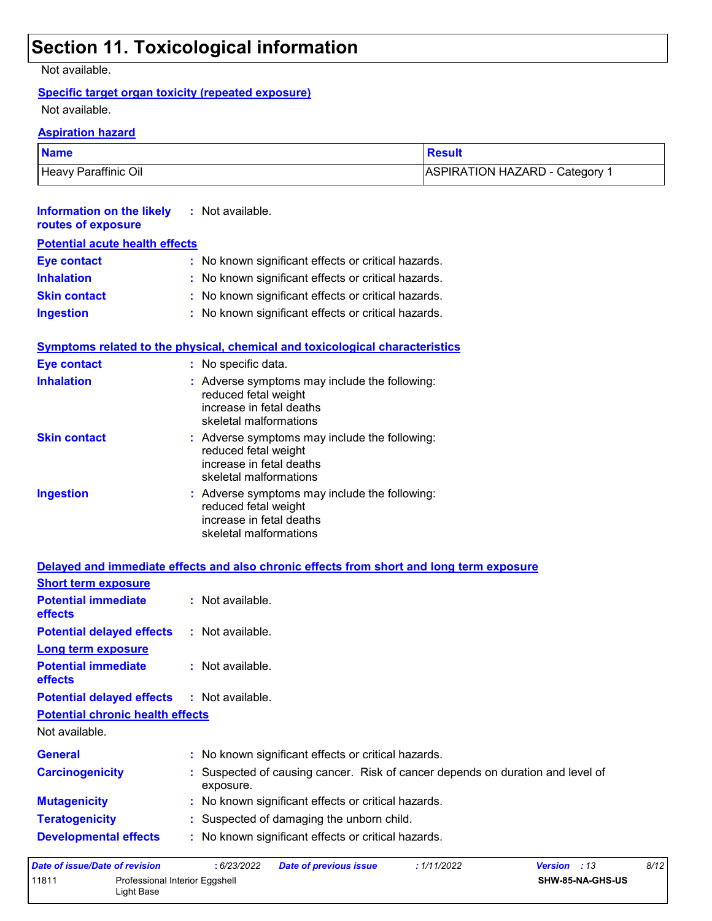# Section 11. Toxicological information

Not available.

**Specific target organ toxicity (repeated exposure)**

Not available.

**Aspiration hazard**

| Name | Result |
| --- | --- |
| Heavy Paraffinic Oil | ASPIRATION HAZARD - Category 1 |

**Information on the likely routes of exposure** : Not available.

**Potential acute health effects**

**Eye contact** : No known significant effects or critical hazards.

**Inhalation** : No known significant effects or critical hazards.

**Skin contact** : No known significant effects or critical hazards.

**Ingestion** : No known significant effects or critical hazards.

**Symptoms related to the physical, chemical and toxicological characteristics**

**Eye contact** : No specific data.

**Inhalation** : Adverse symptoms may include the following:
reduced fetal weight
increase in fetal deaths
skeletal malformations

**Skin contact** : Adverse symptoms may include the following:
reduced fetal weight
increase in fetal deaths
skeletal malformations

**Ingestion** : Adverse symptoms may include the following:
reduced fetal weight
increase in fetal deaths
skeletal malformations

**Delayed and immediate effects and also chronic effects from short and long term exposure**

**Short term exposure**

**Potential immediate effects** : Not available.

**Potential delayed effects** : Not available.

**Long term exposure**

**Potential immediate effects** : Not available.

**Potential delayed effects** : Not available.

**Potential chronic health effects**

Not available.

**General** : No known significant effects or critical hazards.

**Carcinogenicity** : Suspected of causing cancer. Risk of cancer depends on duration and level of exposure.

**Mutagenicity** : No known significant effects or critical hazards.

**Teratogenicity** : Suspected of damaging the unborn child.

**Developmental effects** : No known significant effects or critical hazards.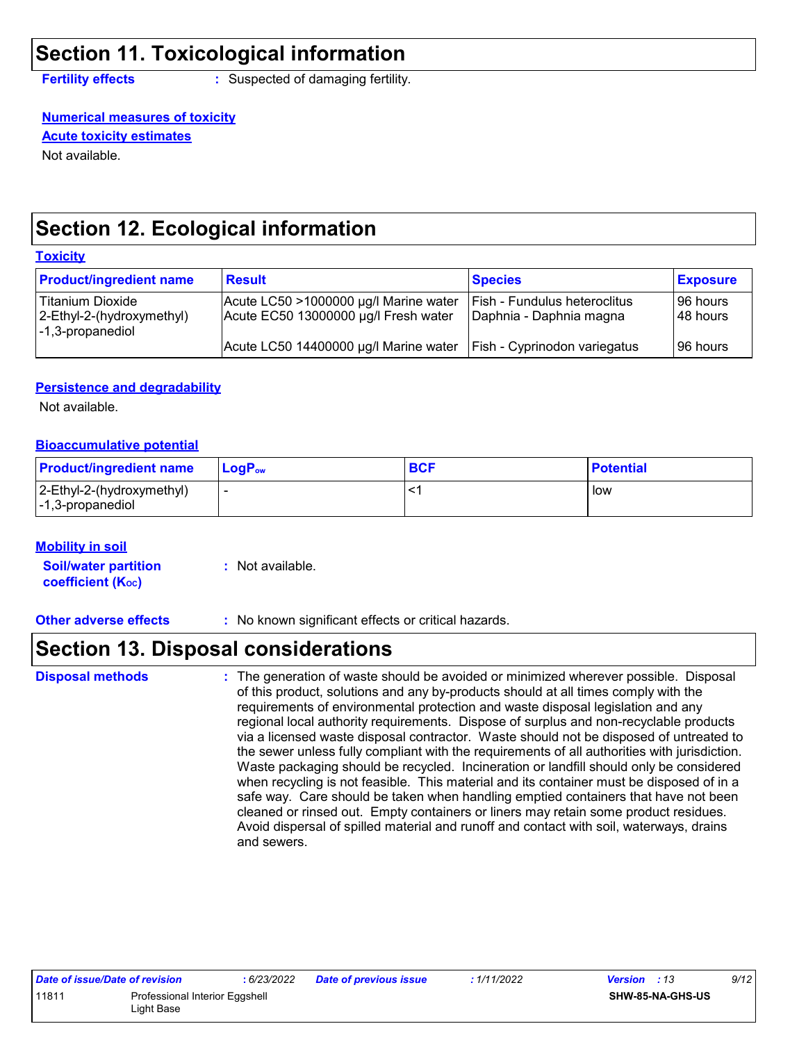## Section 11. Toxicological information

**Fertility effects** : Suspected of damaging fertility.

**Numerical measures of toxicity**

**Acute toxicity estimates**

Not available.

## Section 12. Ecological information

**Toxicity**

| Product/ingredient name | Result | Species | Exposure |
|---|---|---|---|
| Titanium Dioxide | Acute LC50 >1000000 µg/l Marine water | Fish - Fundulus heteroclitus | 96 hours |
| 2-Ethyl-2-(hydroxymethyl) -1,3-propanediol | Acute EC50 13000000 µg/l Fresh water | Daphnia - Daphnia magna | 48 hours |
| | Acute LC50 14400000 µg/l Marine water | Fish - Cyprinodon variegatus | 96 hours |

**Persistence and degradability**

Not available.

**Bioaccumulative potential**

| Product/ingredient name | $LogP_{ow}$ | BCF | Potential |
|---|---|---|---|
| 2-Ethyl-2-(hydroxymethyl) -1,3-propanediol | - | <1 | low |

**Mobility in soil**

**Soil/water partition coefficient ($K_{OC}$)** : Not available.

**Other adverse effects** : No known significant effects or critical hazards.

## Section 13. Disposal considerations

**Disposal methods** : The generation of waste should be avoided or minimized wherever possible. Disposal of this product, solutions and any by-products should at all times comply with the requirements of environmental protection and waste disposal legislation and any regional local authority requirements. Dispose of surplus and non-recyclable products via a licensed waste disposal contractor. Waste should not be disposed of untreated to the sewer unless fully compliant with the requirements of all authorities with jurisdiction. Waste packaging should be recycled. Incineration or landfill should only be considered when recycling is not feasible. This material and its container must be disposed of in a safe way. Care should be taken when handling emptied containers that have not been cleaned or rinsed out. Empty containers or liners may retain some product residues. Avoid dispersal of spilled material and runoff and contact with soil, waterways, drains and sewers.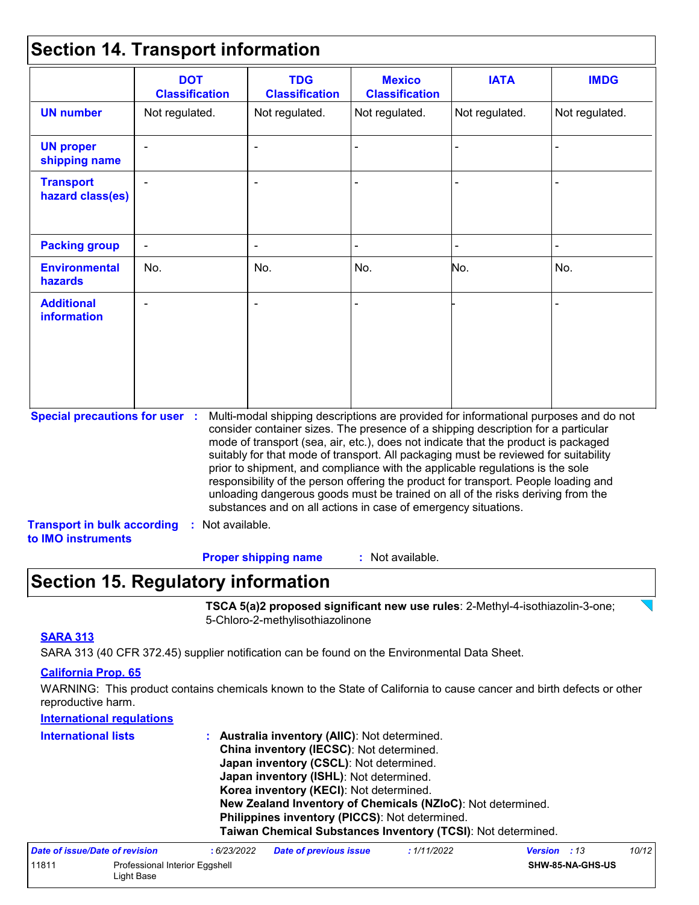## Section 14. Transport information

| | DOT Classification | TDG Classification | Mexico Classification | IATA | IMDG |
|---|---|---|---|---|---|
| **UN number** | Not regulated. | Not regulated. | Not regulated. | Not regulated. | Not regulated. |
| **UN proper shipping name** | - | - | - | - | - |
| **Transport hazard class(es)** | - | - | - | - | - |
| **Packing group** | - | - | - | - | - |
| **Environmental hazards** | No. | No. | No. | No. | No. |
| **Additional information** | - | - | - | - | - |

**Special precautions for user** : Multi-modal shipping descriptions are provided for informational purposes and do not consider container sizes. The presence of a shipping description for a particular mode of transport (sea, air, etc.), does not indicate that the product is packaged suitably for that mode of transport. All packaging must be reviewed for suitability prior to shipment, and compliance with the applicable regulations is the sole responsibility of the person offering the product for transport. People loading and unloading dangerous goods must be trained on all of the risks deriving from the substances and on all actions in case of emergency situations.

**Transport in bulk according to IMO instruments** : Not available.

**Proper shipping name** : Not available.

## Section 15. Regulatory information

**TSCA 5(a)2 proposed significant new use rules**: 2-Methyl-4-isothiazolin-3-one; 5-Chloro-2-methylisothiazolinone

**SARA 313**

SARA 313 (40 CFR 372.45) supplier notification can be found on the Environmental Data Sheet.

**California Prop. 65**

WARNING: This product contains chemicals known to the State of California to cause cancer and birth defects or other reproductive harm.

**International regulations**

**International lists** :
**Australia inventory (AIIC)**: Not determined.
**China inventory (IECSC)**: Not determined.
**Japan inventory (CSCL)**: Not determined.
**Japan inventory (ISHL)**: Not determined.
**Korea inventory (KECI)**: Not determined.
**New Zealand Inventory of Chemicals (NZIoC)**: Not determined.
**Philippines inventory (PICCS)**: Not determined.
**Taiwan Chemical Substances Inventory (TCSI)**: Not determined.

| Date of issue/Date of revision | : 6/23/2022 | Date of previous issue | : 1/11/2022 | Version : 13 |
|---|---|---|---|---|
| 11811 | Professional Interior Eggshell Light Base | | | SHW-85-NA-GHS-US |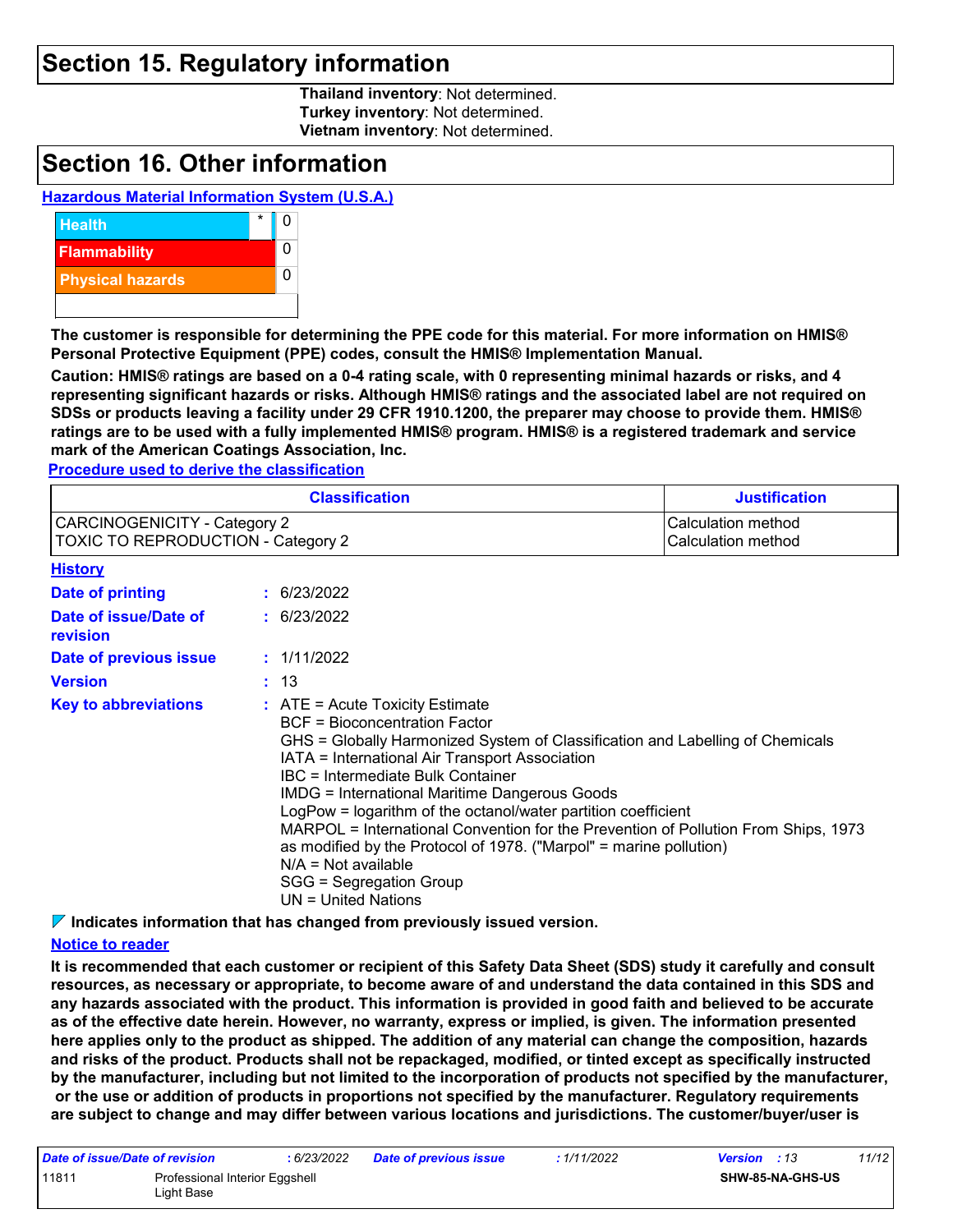## Section 15. Regulatory information

**Thailand inventory**: Not determined.
**Turkey inventory**: Not determined.
**Vietnam inventory**: Not determined.

## Section 16. Other information

**Hazardous Material Information System (U.S.A.)**

| | | |
|---|---|---|
| Health | * | 0 |
| Flammability | | 0 |
| Physical hazards | | 0 |

**The customer is responsible for determining the PPE code for this material. For more information on HMIS® Personal Protective Equipment (PPE) codes, consult the HMIS® Implementation Manual.**

**Caution: HMIS® ratings are based on a 0-4 rating scale, with 0 representing minimal hazards or risks, and 4 representing significant hazards or risks. Although HMIS® ratings and the associated label are not required on SDSs or products leaving a facility under 29 CFR 1910.1200, the preparer may choose to provide them. HMIS® ratings are to be used with a fully implemented HMIS® program. HMIS® is a registered trademark and service mark of the American Coatings Association, Inc.**

**Procedure used to derive the classification**

| Classification | Justification |
|---|---|
| CARCINOGENICITY - Category 2 | Calculation method |
| TOXIC TO REPRODUCTION - Category 2 | Calculation method |

**History**

**Date of printing** : 6/23/2022

**Date of issue/Date of revision** : 6/23/2022

**Date of previous issue** : 1/11/2022

**Version** : 13

**Key to abbreviations** :
ATE = Acute Toxicity Estimate
BCF = Bioconcentration Factor
GHS = Globally Harmonized System of Classification and Labelling of Chemicals
IATA = International Air Transport Association
IBC = Intermediate Bulk Container
IMDG = International Maritime Dangerous Goods
LogPow = logarithm of the octanol/water partition coefficient
MARPOL = International Convention for the Prevention of Pollution From Ships, 1973 as modified by the Protocol of 1978. ("Marpol" = marine pollution)
N/A = Not available
SGG = Segregation Group
UN = United Nations

**Indicates information that has changed from previously issued version.**

**Notice to reader**

**It is recommended that each customer or recipient of this Safety Data Sheet (SDS) study it carefully and consult resources, as necessary or appropriate, to become aware of and understand the data contained in this SDS and any hazards associated with the product. This information is provided in good faith and believed to be accurate as of the effective date herein. However, no warranty, express or implied, is given. The information presented here applies only to the product as shipped. The addition of any material can change the composition, hazards and risks of the product. Products shall not be repackaged, modified, or tinted except as specifically instructed by the manufacturer, including but not limited to the incorporation of products not specified by the manufacturer, or the use or addition of products in proportions not specified by the manufacturer. Regulatory requirements are subject to change and may differ between various locations and jurisdictions. The customer/buyer/user is**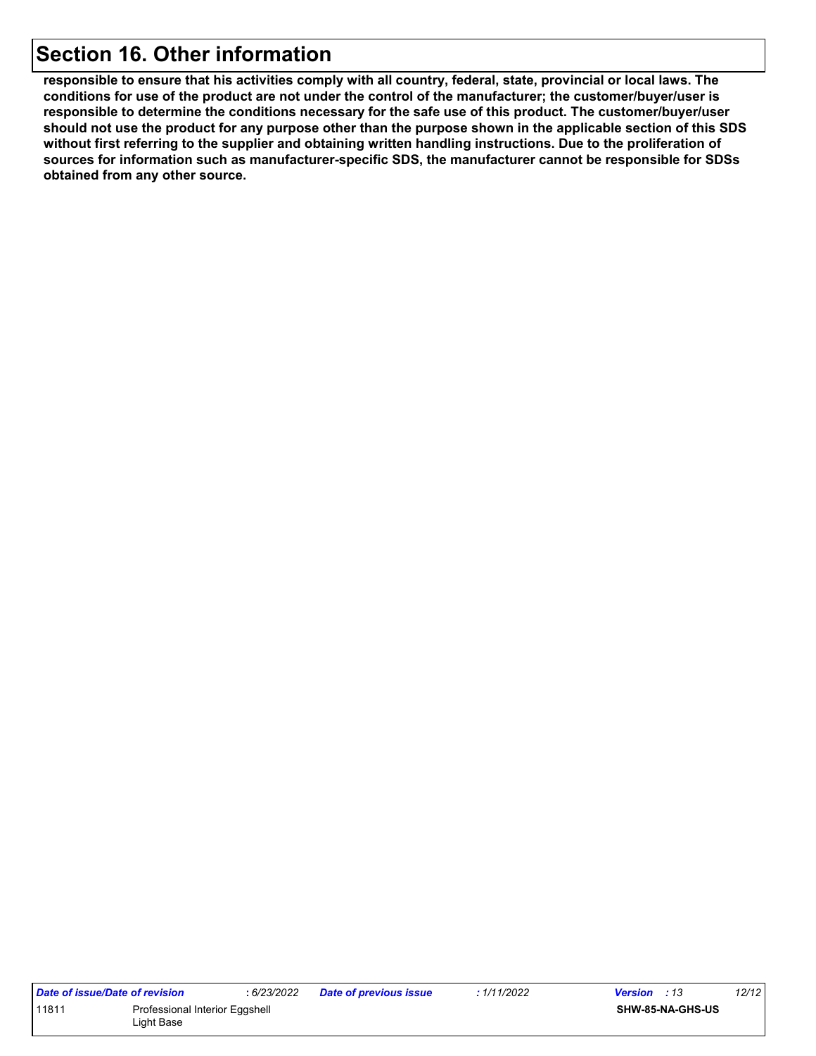# Section 16. Other information

**responsible to ensure that his activities comply with all country, federal, state, provincial or local laws. The conditions for use of the product are not under the control of the manufacturer; the customer/buyer/user is responsible to determine the conditions necessary for the safe use of this product. The customer/buyer/user should not use the product for any purpose other than the purpose shown in the applicable section of this SDS without first referring to the supplier and obtaining written handling instructions. Due to the proliferation of sources for information such as manufacturer-specific SDS, the manufacturer cannot be responsible for SDSs obtained from any other source.**